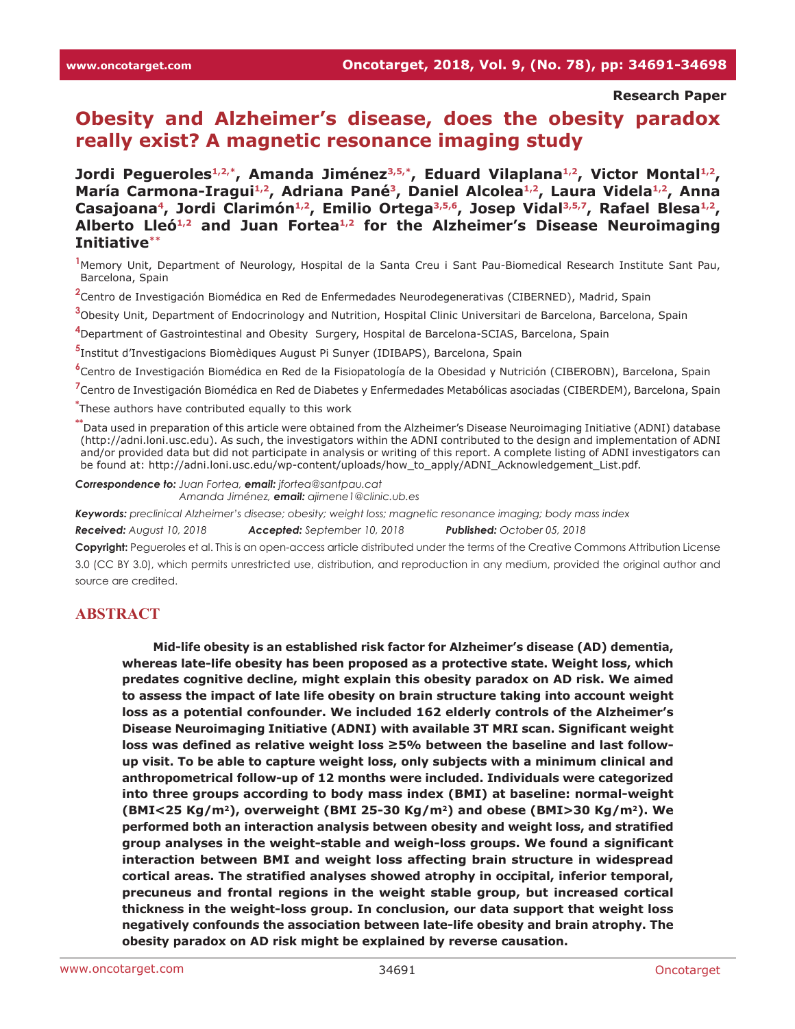Research Paper

# Obesity and Alzheimer's disease, does the obesity paradox really exist? A magnetic resonance imaging study

**Jordi Pegueroles[1,2,*], Amanda Jiménez[3,5,*], Eduard Vilaplana[1,2], Victor Montal[1,2], María Carmona-Iragui[1,2], Adriana Pané[3], Daniel Alcolea[1,2], Laura Videla[1,2], Anna Casajoana[4], Jordi Clarimón[1,2], Emilio Ortega[3,5,6], Josep Vidal[3,5,7], Rafael Blesa[1,2], Alberto Lleó[1,2] and Juan Fortea[1,2] for the Alzheimer's Disease Neuroimaging Initiative[**]**

[1]Memory Unit, Department of Neurology, Hospital de la Santa Creu i Sant Pau-Biomedical Research Institute Sant Pau, Barcelona, Spain

[2]Centro de Investigación Biomédica en Red de Enfermedades Neurodegenerativas (CIBERNED), Madrid, Spain

[3]Obesity Unit, Department of Endocrinology and Nutrition, Hospital Clinic Universitari de Barcelona, Barcelona, Spain

[4]Department of Gastrointestinal and Obesity Surgery, Hospital de Barcelona-SCIAS, Barcelona, Spain

[5]Institut d'Investigacions Biomèdiques August Pi Sunyer (IDIBAPS), Barcelona, Spain

[6]Centro de Investigación Biomédica en Red de la Fisiopatología de la Obesidad y Nutrición (CIBEROBN), Barcelona, Spain

[7]Centro de Investigación Biomédica en Red de Diabetes y Enfermedades Metabólicas asociadas (CIBERDEM), Barcelona, Spain

[*]These authors have contributed equally to this work

[**]Data used in preparation of this article were obtained from the Alzheimer's Disease Neuroimaging Initiative (ADNI) database (http://adni.loni.usc.edu). As such, the investigators within the ADNI contributed to the design and implementation of ADNI and/or provided data but did not participate in analysis or writing of this report. A complete listing of ADNI investigators can be found at: http://adni.loni.usc.edu/wp-content/uploads/how_to_apply/ADNI_Acknowledgement_List.pdf.

***Correspondence to:*** *Juan Fortea,* ***email:*** *jfortea@santpau.cat*
*Amanda Jiménez,* ***email:*** *ajimene1@clinic.ub.es*

***Keywords:*** *preclinical Alzheimer's disease; obesity; weight loss; magnetic resonance imaging; body mass index*

***Received:*** *August 10, 2018* ***Accepted:*** *September 10, 2018* ***Published:*** *October 05, 2018*

**Copyright:** Pegueroles et al. This is an open-access article distributed under the terms of the Creative Commons Attribution License 3.0 (CC BY 3.0), which permits unrestricted use, distribution, and reproduction in any medium, provided the original author and source are credited.

## ABSTRACT

**Mid-life obesity is an established risk factor for Alzheimer's disease (AD) dementia, whereas late-life obesity has been proposed as a protective state. Weight loss, which predates cognitive decline, might explain this obesity paradox on AD risk. We aimed to assess the impact of late life obesity on brain structure taking into account weight loss as a potential confounder. We included 162 elderly controls of the Alzheimer's Disease Neuroimaging Initiative (ADNI) with available 3T MRI scan. Significant weight loss was defined as relative weight loss ≥5% between the baseline and last follow-up visit. To be able to capture weight loss, only subjects with a minimum clinical and anthropometrical follow-up of 12 months were included. Individuals were categorized into three groups according to body mass index (BMI) at baseline: normal-weight (BMI<25 Kg/m$^2$), overweight (BMI 25-30 Kg/m$^2$) and obese (BMI>30 Kg/m$^2$). We performed both an interaction analysis between obesity and weight loss, and stratified group analyses in the weight-stable and weigh-loss groups. We found a significant interaction between BMI and weight loss affecting brain structure in widespread cortical areas. The stratified analyses showed atrophy in occipital, inferior temporal, precuneus and frontal regions in the weight stable group, but increased cortical thickness in the weight-loss group. In conclusion, our data support that weight loss negatively confounds the association between late-life obesity and brain atrophy. The obesity paradox on AD risk might be explained by reverse causation.**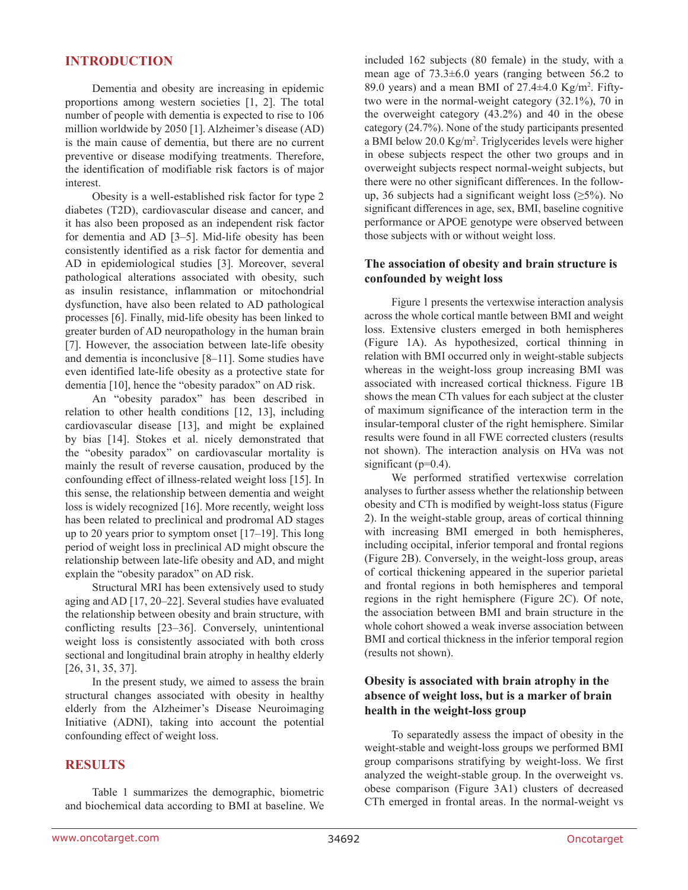## INTRODUCTION

Dementia and obesity are increasing in epidemic proportions among western societies [1, 2]. The total number of people with dementia is expected to rise to 106 million worldwide by 2050 [1]. Alzheimer's disease (AD) is the main cause of dementia, but there are no current preventive or disease modifying treatments. Therefore, the identification of modifiable risk factors is of major interest.

Obesity is a well-established risk factor for type 2 diabetes (T2D), cardiovascular disease and cancer, and it has also been proposed as an independent risk factor for dementia and AD [3–5]. Mid-life obesity has been consistently identified as a risk factor for dementia and AD in epidemiological studies [3]. Moreover, several pathological alterations associated with obesity, such as insulin resistance, inflammation or mitochondrial dysfunction, have also been related to AD pathological processes [6]. Finally, mid-life obesity has been linked to greater burden of AD neuropathology in the human brain [7]. However, the association between late-life obesity and dementia is inconclusive [8–11]. Some studies have even identified late-life obesity as a protective state for dementia [10], hence the "obesity paradox" on AD risk.

An "obesity paradox" has been described in relation to other health conditions [12, 13], including cardiovascular disease [13], and might be explained by bias [14]. Stokes et al. nicely demonstrated that the "obesity paradox" on cardiovascular mortality is mainly the result of reverse causation, produced by the confounding effect of illness-related weight loss [15]. In this sense, the relationship between dementia and weight loss is widely recognized [16]. More recently, weight loss has been related to preclinical and prodromal AD stages up to 20 years prior to symptom onset [17–19]. This long period of weight loss in preclinical AD might obscure the relationship between late-life obesity and AD, and might explain the "obesity paradox" on AD risk.

Structural MRI has been extensively used to study aging and AD [17, 20–22]. Several studies have evaluated the relationship between obesity and brain structure, with conflicting results [23–36]. Conversely, unintentional weight loss is consistently associated with both cross sectional and longitudinal brain atrophy in healthy elderly [26, 31, 35, 37].

In the present study, we aimed to assess the brain structural changes associated with obesity in healthy elderly from the Alzheimer's Disease Neuroimaging Initiative (ADNI), taking into account the potential confounding effect of weight loss.

## RESULTS

Table 1 summarizes the demographic, biometric and biochemical data according to BMI at baseline. We included 162 subjects (80 female) in the study, with a mean age of 73.3±6.0 years (ranging between 56.2 to 89.0 years) and a mean BMI of 27.4±4.0 Kg/m$^2$. Fifty-two were in the normal-weight category (32.1%), 70 in the overweight category (43.2%) and 40 in the obese category (24.7%). None of the study participants presented a BMI below 20.0 Kg/m$^2$. Triglycerides levels were higher in obese subjects respect the other two groups and in overweight subjects respect normal-weight subjects, but there were no other significant differences. In the follow-up, 36 subjects had a significant weight loss (≥5%). No significant differences in age, sex, BMI, baseline cognitive performance or APOE genotype were observed between those subjects with or without weight loss.

### The association of obesity and brain structure is confounded by weight loss

Figure 1 presents the vertexwise interaction analysis across the whole cortical mantle between BMI and weight loss. Extensive clusters emerged in both hemispheres (Figure 1A). As hypothesized, cortical thinning in relation with BMI occurred only in weight-stable subjects whereas in the weight-loss group increasing BMI was associated with increased cortical thickness. Figure 1B shows the mean CTh values for each subject at the cluster of maximum significance of the interaction term in the insular-temporal cluster of the right hemisphere. Similar results were found in all FWE corrected clusters (results not shown). The interaction analysis on HVa was not significant ($p$=0.4).

We performed stratified vertexwise correlation analyses to further assess whether the relationship between obesity and CTh is modified by weight-loss status (Figure 2). In the weight-stable group, areas of cortical thinning with increasing BMI emerged in both hemispheres, including occipital, inferior temporal and frontal regions (Figure 2B). Conversely, in the weight-loss group, areas of cortical thickening appeared in the superior parietal and frontal regions in both hemispheres and temporal regions in the right hemisphere (Figure 2C). Of note, the association between BMI and brain structure in the whole cohort showed a weak inverse association between BMI and cortical thickness in the inferior temporal region (results not shown).

### Obesity is associated with brain atrophy in the absence of weight loss, but is a marker of brain health in the weight-loss group

To separatedly assess the impact of obesity in the weight-stable and weight-loss groups we performed BMI group comparisons stratifying by weight-loss. We first analyzed the weight-stable group. In the overweight vs. obese comparison (Figure 3A1) clusters of decreased CTh emerged in frontal areas. In the normal-weight vs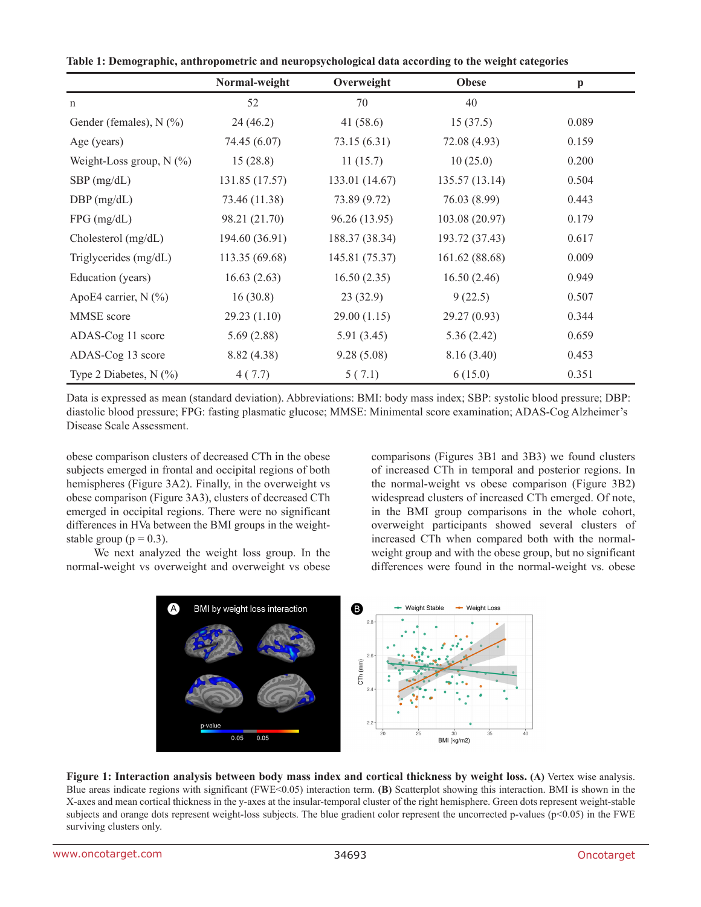**Table 1: Demographic, anthropometric and neuropsychological data according to the weight categories**

| | Normal-weight | Overweight | Obese | p |
|---|---|---|---|---|
| n | 52 | 70 | 40 | |
| Gender (females), N (%) | 24 (46.2) | 41 (58.6) | 15 (37.5) | 0.089 |
| Age (years) | 74.45 (6.07) | 73.15 (6.31) | 72.08 (4.93) | 0.159 |
| Weight-Loss group, N (%) | 15 (28.8) | 11 (15.7) | 10 (25.0) | 0.200 |
| SBP (mg/dL) | 131.85 (17.57) | 133.01 (14.67) | 135.57 (13.14) | 0.504 |
| DBP (mg/dL) | 73.46 (11.38) | 73.89 (9.72) | 76.03 (8.99) | 0.443 |
| FPG (mg/dL) | 98.21 (21.70) | 96.26 (13.95) | 103.08 (20.97) | 0.179 |
| Cholesterol (mg/dL) | 194.60 (36.91) | 188.37 (38.34) | 193.72 (37.43) | 0.617 |
| Triglycerides (mg/dL) | 113.35 (69.68) | 145.81 (75.37) | 161.62 (88.68) | 0.009 |
| Education (years) | 16.63 (2.63) | 16.50 (2.35) | 16.50 (2.46) | 0.949 |
| ApoE4 carrier, N (%) | 16 (30.8) | 23 (32.9) | 9 (22.5) | 0.507 |
| MMSE score | 29.23 (1.10) | 29.00 (1.15) | 29.27 (0.93) | 0.344 |
| ADAS-Cog 11 score | 5.69 (2.88) | 5.91 (3.45) | 5.36 (2.42) | 0.659 |
| ADAS-Cog 13 score | 8.82 (4.38) | 9.28 (5.08) | 8.16 (3.40) | 0.453 |
| Type 2 Diabetes, N (%) | 4 ( 7.7) | 5 ( 7.1) | 6 (15.0) | 0.351 |

Data is expressed as mean (standard deviation). Abbreviations: BMI: body mass index; SBP: systolic blood pressure; DBP: diastolic blood pressure; FPG: fasting plasmatic glucose; MMSE: Minimental score examination; ADAS-Cog Alzheimer's Disease Scale Assessment.

obese comparison clusters of decreased CTh in the obese subjects emerged in frontal and occipital regions of both hemispheres (Figure 3A2). Finally, in the overweight vs obese comparison (Figure 3A3), clusters of decreased CTh emerged in occipital regions. There were no significant differences in HVa between the BMI groups in the weight-stable group (p = 0.3).

We next analyzed the weight loss group. In the normal-weight vs overweight and overweight vs obese comparisons (Figures 3B1 and 3B3) we found clusters of increased CTh in temporal and posterior regions. In the normal-weight vs obese comparison (Figure 3B2) widespread clusters of increased CTh emerged. Of note, in the BMI group comparisons in the whole cohort, overweight participants showed several clusters of increased CTh when compared both with the normal-weight group and with the obese group, but no significant differences were found in the normal-weight vs. obese

**Figure 1: Interaction analysis between body mass index and cortical thickness by weight loss. (A)** Vertex wise analysis. Blue areas indicate regions with significant (FWE<0.05) interaction term. **(B)** Scatterplot showing this interaction. BMI is shown in the X-axes and mean cortical thickness in the y-axes at the insular-temporal cluster of the right hemisphere. Green dots represent weight-stable subjects and orange dots represent weight-loss subjects. The blue gradient color represent the uncorrected p-values (p<0.05) in the FWE surviving clusters only.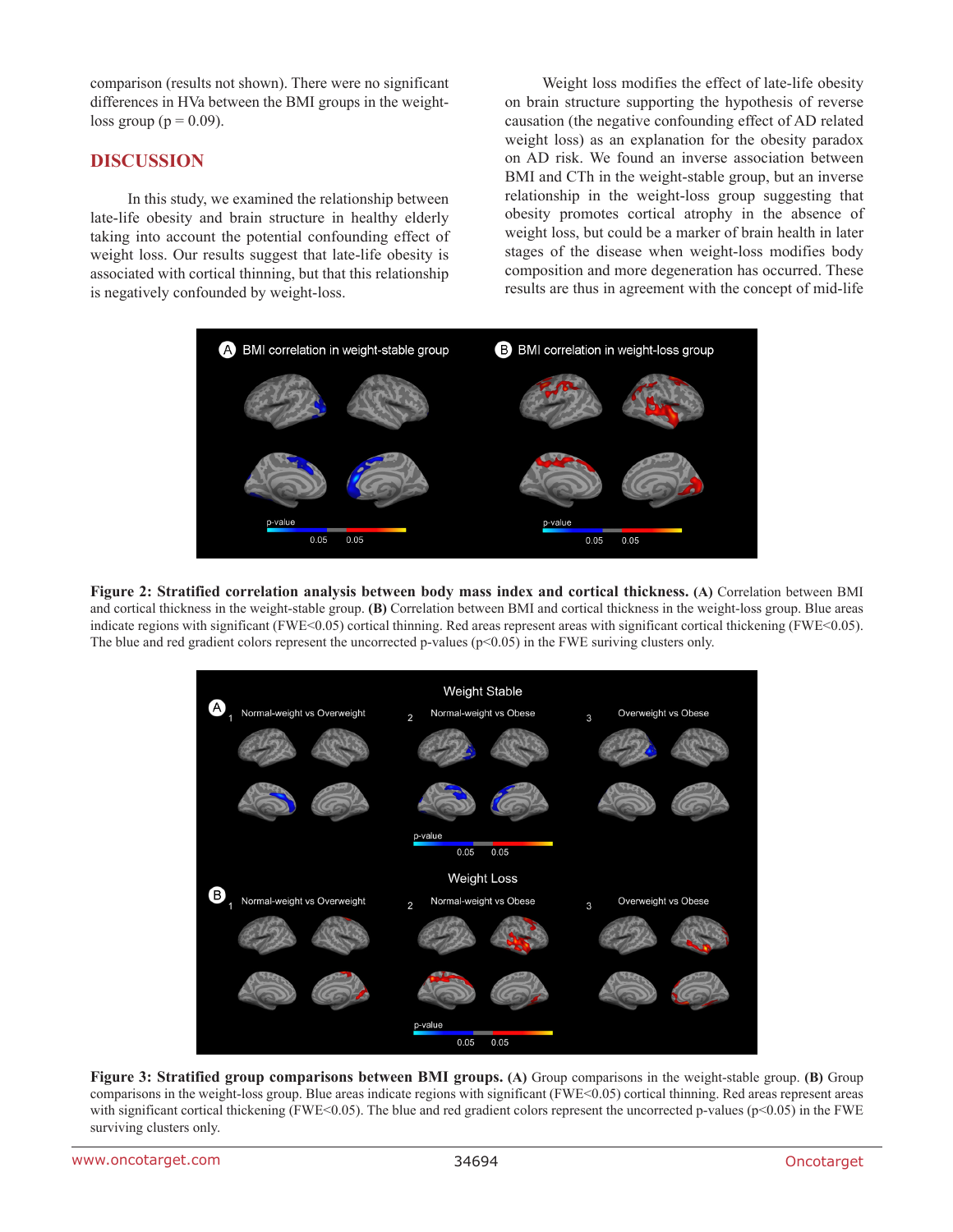comparison (results not shown). There were no significant differences in HVa between the BMI groups in the weight-loss group ($p = 0.09$).

## DISCUSSION

In this study, we examined the relationship between late-life obesity and brain structure in healthy elderly taking into account the potential confounding effect of weight loss. Our results suggest that late-life obesity is associated with cortical thinning, but that this relationship is negatively confounded by weight-loss.

Weight loss modifies the effect of late-life obesity on brain structure supporting the hypothesis of reverse causation (the negative confounding effect of AD related weight loss) as an explanation for the obesity paradox on AD risk. We found an inverse association between BMI and CTh in the weight-stable group, but an inverse relationship in the weight-loss group suggesting that obesity promotes cortical atrophy in the absence of weight loss, but could be a marker of brain health in later stages of the disease when weight-loss modifies body composition and more degeneration has occurred. These results are thus in agreement with the concept of mid-life

**Figure 2: Stratified correlation analysis between body mass index and cortical thickness. (A)** Correlation between BMI and cortical thickness in the weight-stable group. **(B)** Correlation between BMI and cortical thickness in the weight-loss group. Blue areas indicate regions with significant (FWE<0.05) cortical thinning. Red areas represent areas with significant cortical thickening (FWE<0.05). The blue and red gradient colors represent the uncorrected p-values ($p<0.05$) in the FWE suriving clusters only.

**Figure 3: Stratified group comparisons between BMI groups. (A)** Group comparisons in the weight-stable group. **(B)** Group comparisons in the weight-loss group. Blue areas indicate regions with significant (FWE<0.05) cortical thinning. Red areas represent areas with significant cortical thickening (FWE<0.05). The blue and red gradient colors represent the uncorrected p-values ($p<0.05$) in the FWE surviving clusters only.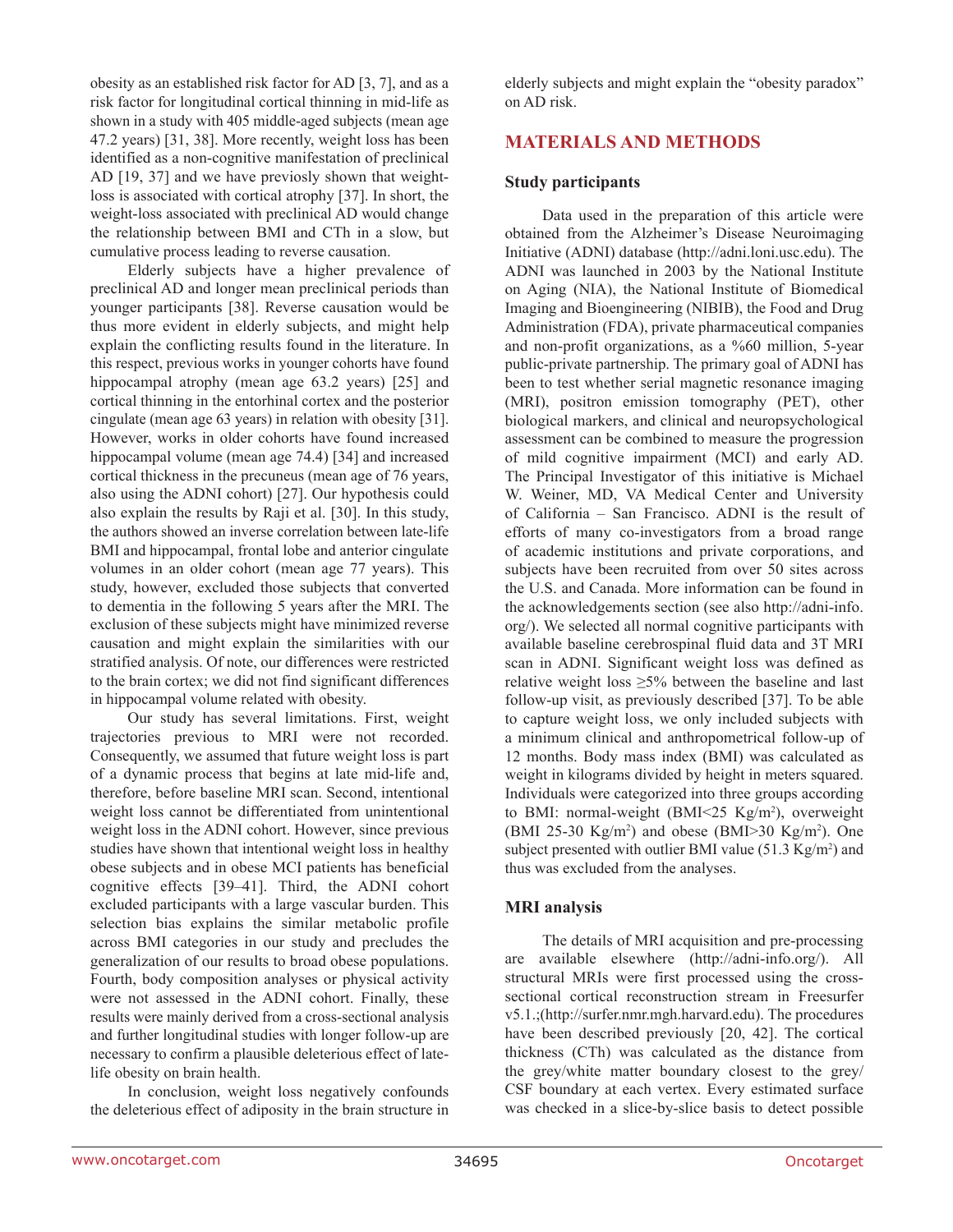obesity as an established risk factor for AD [3, 7], and as a risk factor for longitudinal cortical thinning in mid-life as shown in a study with 405 middle-aged subjects (mean age 47.2 years) [31, 38]. More recently, weight loss has been identified as a non-cognitive manifestation of preclinical AD [19, 37] and we have previosly shown that weight-loss is associated with cortical atrophy [37]. In short, the weight-loss associated with preclinical AD would change the relationship between BMI and CTh in a slow, but cumulative process leading to reverse causation.

Elderly subjects have a higher prevalence of preclinical AD and longer mean preclinical periods than younger participants [38]. Reverse causation would be thus more evident in elderly subjects, and might help explain the conflicting results found in the literature. In this respect, previous works in younger cohorts have found hippocampal atrophy (mean age 63.2 years) [25] and cortical thinning in the entorhinal cortex and the posterior cingulate (mean age 63 years) in relation with obesity [31]. However, works in older cohorts have found increased hippocampal volume (mean age 74.4) [34] and increased cortical thickness in the precuneus (mean age of 76 years, also using the ADNI cohort) [27]. Our hypothesis could also explain the results by Raji et al. [30]. In this study, the authors showed an inverse correlation between late-life BMI and hippocampal, frontal lobe and anterior cingulate volumes in an older cohort (mean age 77 years). This study, however, excluded those subjects that converted to dementia in the following 5 years after the MRI. The exclusion of these subjects might have minimized reverse causation and might explain the similarities with our stratified analysis. Of note, our differences were restricted to the brain cortex; we did not find significant differences in hippocampal volume related with obesity.

Our study has several limitations. First, weight trajectories previous to MRI were not recorded. Consequently, we assumed that future weight loss is part of a dynamic process that begins at late mid-life and, therefore, before baseline MRI scan. Second, intentional weight loss cannot be differentiated from unintentional weight loss in the ADNI cohort. However, since previous studies have shown that intentional weight loss in healthy obese subjects and in obese MCI patients has beneficial cognitive effects [39–41]. Third, the ADNI cohort excluded participants with a large vascular burden. This selection bias explains the similar metabolic profile across BMI categories in our study and precludes the generalization of our results to broad obese populations. Fourth, body composition analyses or physical activity were not assessed in the ADNI cohort. Finally, these results were mainly derived from a cross-sectional analysis and further longitudinal studies with longer follow-up are necessary to confirm a plausible deleterious effect of late-life obesity on brain health.

In conclusion, weight loss negatively confounds the deleterious effect of adiposity in the brain structure in elderly subjects and might explain the "obesity paradox" on AD risk.

## MATERIALS AND METHODS

### Study participants

Data used in the preparation of this article were obtained from the Alzheimer's Disease Neuroimaging Initiative (ADNI) database (http://adni.loni.usc.edu). The ADNI was launched in 2003 by the National Institute on Aging (NIA), the National Institute of Biomedical Imaging and Bioengineering (NIBIB), the Food and Drug Administration (FDA), private pharmaceutical companies and non-profit organizations, as a %60 million, 5-year public-private partnership. The primary goal of ADNI has been to test whether serial magnetic resonance imaging (MRI), positron emission tomography (PET), other biological markers, and clinical and neuropsychological assessment can be combined to measure the progression of mild cognitive impairment (MCI) and early AD. The Principal Investigator of this initiative is Michael W. Weiner, MD, VA Medical Center and University of California – San Francisco. ADNI is the result of efforts of many co-investigators from a broad range of academic institutions and private corporations, and subjects have been recruited from over 50 sites across the U.S. and Canada. More information can be found in the acknowledgements section (see also http://adni-info.org/). We selected all normal cognitive participants with available baseline cerebrospinal fluid data and 3T MRI scan in ADNI. Significant weight loss was defined as relative weight loss ≥5% between the baseline and last follow-up visit, as previously described [37]. To be able to capture weight loss, we only included subjects with a minimum clinical and anthropometrical follow-up of 12 months. Body mass index (BMI) was calculated as weight in kilograms divided by height in meters squared. Individuals were categorized into three groups according to BMI: normal-weight (BMI<25 Kg/m$^2$), overweight (BMI 25-30 Kg/m$^2$) and obese (BMI>30 Kg/m$^2$). One subject presented with outlier BMI value (51.3 Kg/m$^2$) and thus was excluded from the analyses.

### MRI analysis

The details of MRI acquisition and pre-processing are available elsewhere (http://adni-info.org/). All structural MRIs were first processed using the cross-sectional cortical reconstruction stream in Freesurfer v5.1.;(http://surfer.nmr.mgh.harvard.edu). The procedures have been described previously [20, 42]. The cortical thickness (CTh) was calculated as the distance from the grey/white matter boundary closest to the grey/CSF boundary at each vertex. Every estimated surface was checked in a slice-by-slice basis to detect possible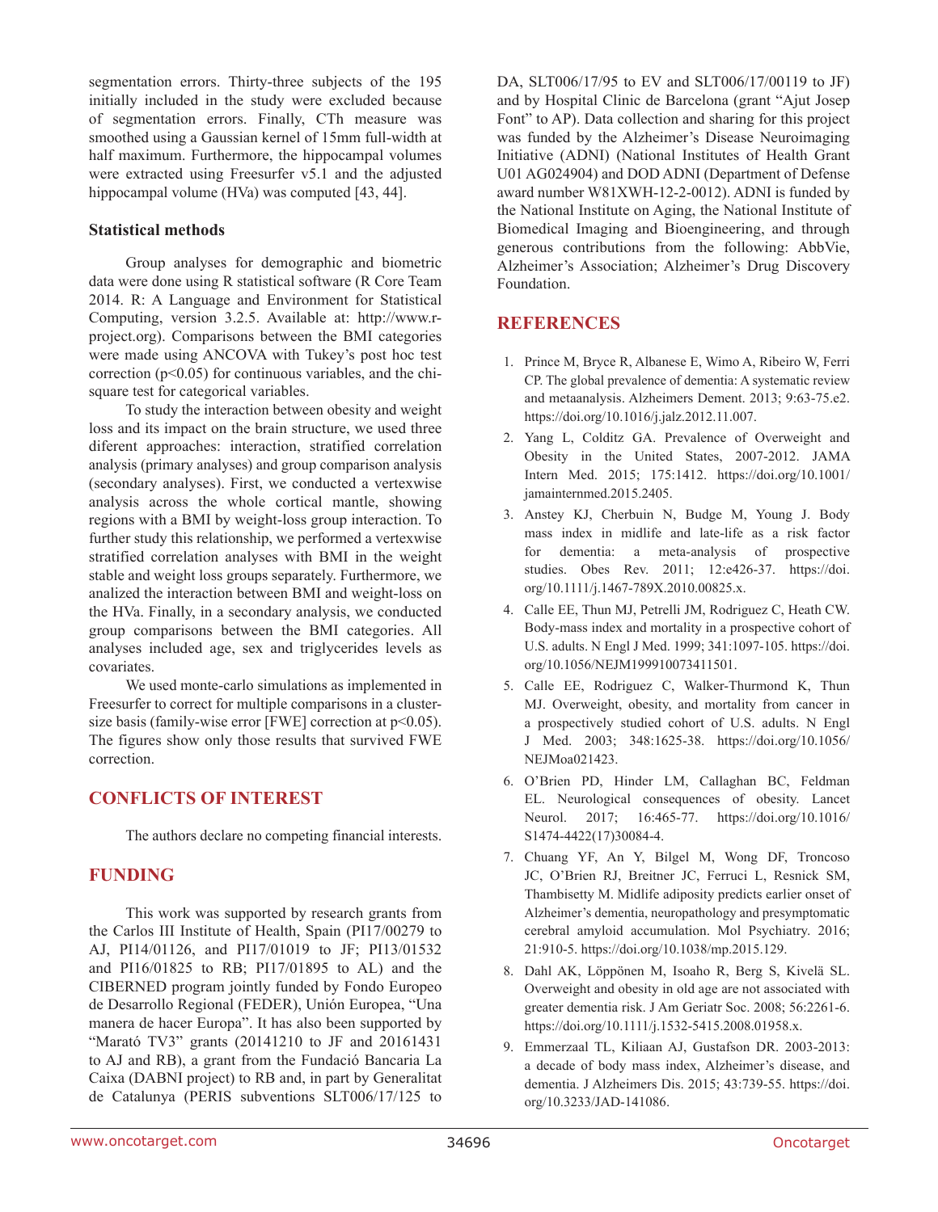segmentation errors. Thirty-three subjects of the 195 initially included in the study were excluded because of segmentation errors. Finally, CTh measure was smoothed using a Gaussian kernel of 15mm full-width at half maximum. Furthermore, the hippocampal volumes were extracted using Freesurfer v5.1 and the adjusted hippocampal volume (HVa) was computed [43, 44].

### Statistical methods

Group analyses for demographic and biometric data were done using R statistical software (R Core Team 2014. R: A Language and Environment for Statistical Computing, version 3.2.5. Available at: http://www.r-project.org). Comparisons between the BMI categories were made using ANCOVA with Tukey's post hoc test correction ($p<0.05$) for continuous variables, and the chi-square test for categorical variables.

To study the interaction between obesity and weight loss and its impact on the brain structure, we used three diferent approaches: interaction, stratified correlation analysis (primary analyses) and group comparison analysis (secondary analyses). First, we conducted a vertexwise analysis across the whole cortical mantle, showing regions with a BMI by weight-loss group interaction. To further study this relationship, we performed a vertexwise stratified correlation analyses with BMI in the weight stable and weight loss groups separately. Furthermore, we analized the interaction between BMI and weight-loss on the HVa. Finally, in a secondary analysis, we conducted group comparisons between the BMI categories. All analyses included age, sex and triglycerides levels as covariates.

We used monte-carlo simulations as implemented in Freesurfer to correct for multiple comparisons in a cluster-size basis (family-wise error [FWE] correction at $p<0.05$). The figures show only those results that survived FWE correction.

## CONFLICTS OF INTEREST

The authors declare no competing financial interests.

## FUNDING

This work was supported by research grants from the Carlos III Institute of Health, Spain (PI17/00279 to AJ, PI14/01126, and PI17/01019 to JF; PI13/01532 and PI16/01825 to RB; PI17/01895 to AL) and the CIBERNED program jointly funded by Fondo Europeo de Desarrollo Regional (FEDER), Unión Europea, "Una manera de hacer Europa". It has also been supported by "Marató TV3" grants (20141210 to JF and 20161431 to AJ and RB), a grant from the Fundació Bancaria La Caixa (DABNI project) to RB and, in part by Generalitat de Catalunya (PERIS subventions SLT006/17/125 to DA, SLT006/17/95 to EV and SLT006/17/00119 to JF) and by Hospital Clinic de Barcelona (grant "Ajut Josep Font" to AP). Data collection and sharing for this project was funded by the Alzheimer's Disease Neuroimaging Initiative (ADNI) (National Institutes of Health Grant U01 AG024904) and DOD ADNI (Department of Defense award number W81XWH-12-2-0012). ADNI is funded by the National Institute on Aging, the National Institute of Biomedical Imaging and Bioengineering, and through generous contributions from the following: AbbVie, Alzheimer's Association; Alzheimer's Drug Discovery Foundation.

## REFERENCES

1. Prince M, Bryce R, Albanese E, Wimo A, Ribeiro W, Ferri CP. The global prevalence of dementia: A systematic review and metaanalysis. Alzheimers Dement. 2013; 9:63-75.e2. https://doi.org/10.1016/j.jalz.2012.11.007.
2. Yang L, Colditz GA. Prevalence of Overweight and Obesity in the United States, 2007-2012. JAMA Intern Med. 2015; 175:1412. https://doi.org/10.1001/jamainternmed.2015.2405.
3. Anstey KJ, Cherbuin N, Budge M, Young J. Body mass index in midlife and late-life as a risk factor for dementia: a meta-analysis of prospective studies. Obes Rev. 2011; 12:e426-37. https://doi.org/10.1111/j.1467-789X.2010.00825.x.
4. Calle EE, Thun MJ, Petrelli JM, Rodriguez C, Heath CW. Body-mass index and mortality in a prospective cohort of U.S. adults. N Engl J Med. 1999; 341:1097-105. https://doi.org/10.1056/NEJM199910073411501.
5. Calle EE, Rodriguez C, Walker-Thurmond K, Thun MJ. Overweight, obesity, and mortality from cancer in a prospectively studied cohort of U.S. adults. N Engl J Med. 2003; 348:1625-38. https://doi.org/10.1056/NEJMoa021423.
6. O'Brien PD, Hinder LM, Callaghan BC, Feldman EL. Neurological consequences of obesity. Lancet Neurol. 2017; 16:465-77. https://doi.org/10.1016/S1474-4422(17)30084-4.
7. Chuang YF, An Y, Bilgel M, Wong DF, Troncoso JC, O'Brien RJ, Breitner JC, Ferruci L, Resnick SM, Thambisetty M. Midlife adiposity predicts earlier onset of Alzheimer's dementia, neuropathology and presymptomatic cerebral amyloid accumulation. Mol Psychiatry. 2016; 21:910-5. https://doi.org/10.1038/mp.2015.129.
8. Dahl AK, Löppönen M, Isoaho R, Berg S, Kivelä SL. Overweight and obesity in old age are not associated with greater dementia risk. J Am Geriatr Soc. 2008; 56:2261-6. https://doi.org/10.1111/j.1532-5415.2008.01958.x.
9. Emmerzaal TL, Kiliaan AJ, Gustafson DR. 2003-2013: a decade of body mass index, Alzheimer's disease, and dementia. J Alzheimers Dis. 2015; 43:739-55. https://doi.org/10.3233/JAD-141086.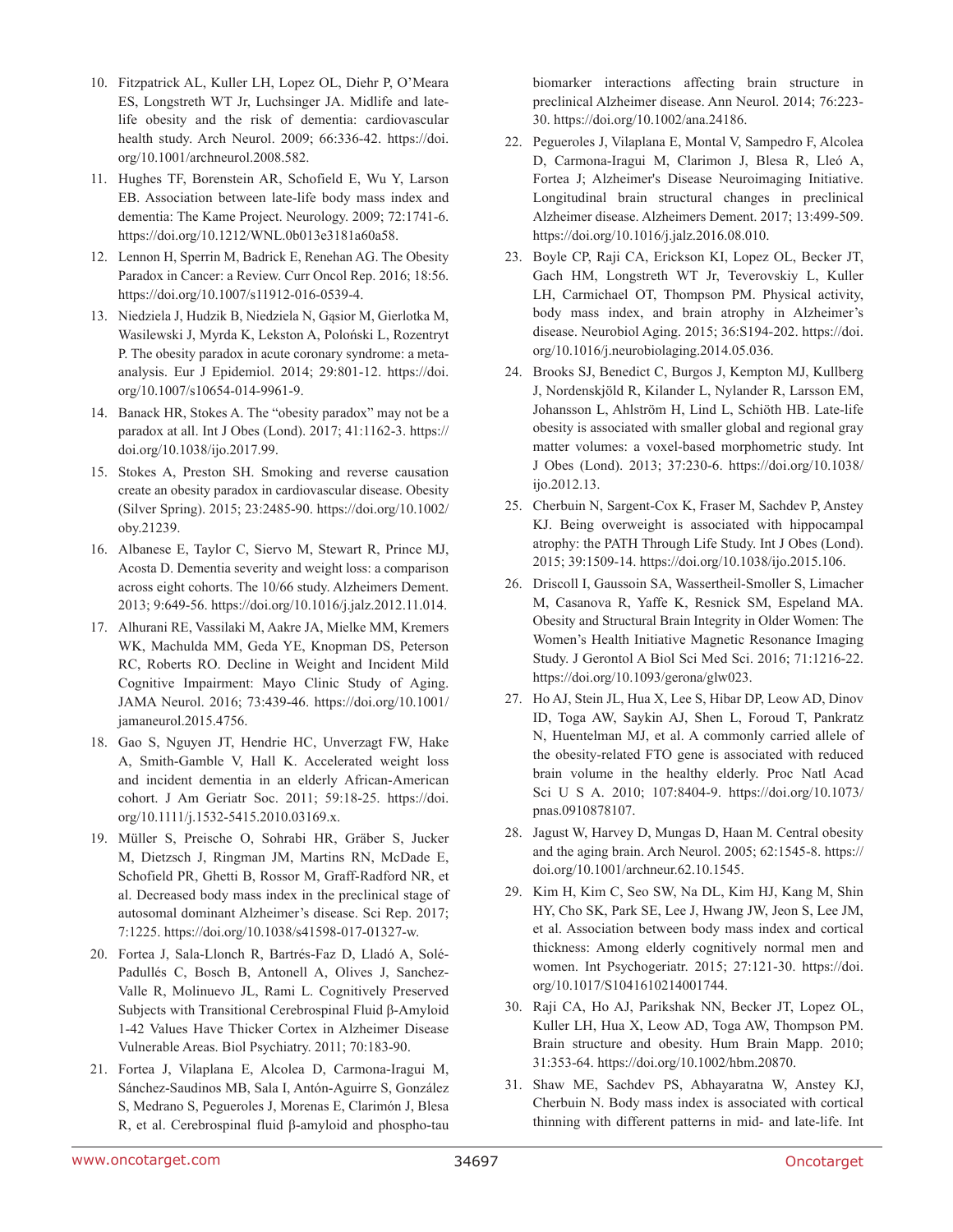10. Fitzpatrick AL, Kuller LH, Lopez OL, Diehr P, O'Meara ES, Longstreth WT Jr, Luchsinger JA. Midlife and late-life obesity and the risk of dementia: cardiovascular health study. Arch Neurol. 2009; 66:336-42. https://doi.org/10.1001/archneurol.2008.582.
11. Hughes TF, Borenstein AR, Schofield E, Wu Y, Larson EB. Association between late-life body mass index and dementia: The Kame Project. Neurology. 2009; 72:1741-6. https://doi.org/10.1212/WNL.0b013e3181a60a58.
12. Lennon H, Sperrin M, Badrick E, Renehan AG. The Obesity Paradox in Cancer: a Review. Curr Oncol Rep. 2016; 18:56. https://doi.org/10.1007/s11912-016-0539-4.
13. Niedziela J, Hudzik B, Niedziela N, Gąsior M, Gierlotka M, Wasilewski J, Myrda K, Lekston A, Poloński L, Rozentryt P. The obesity paradox in acute coronary syndrome: a meta-analysis. Eur J Epidemiol. 2014; 29:801-12. https://doi.org/10.1007/s10654-014-9961-9.
14. Banack HR, Stokes A. The "obesity paradox" may not be a paradox at all. Int J Obes (Lond). 2017; 41:1162-3. https://doi.org/10.1038/ijo.2017.99.
15. Stokes A, Preston SH. Smoking and reverse causation create an obesity paradox in cardiovascular disease. Obesity (Silver Spring). 2015; 23:2485-90. https://doi.org/10.1002/oby.21239.
16. Albanese E, Taylor C, Siervo M, Stewart R, Prince MJ, Acosta D. Dementia severity and weight loss: a comparison across eight cohorts. The 10/66 study. Alzheimers Dement. 2013; 9:649-56. https://doi.org/10.1016/j.jalz.2012.11.014.
17. Alhurani RE, Vassilaki M, Aakre JA, Mielke MM, Kremers WK, Machulda MM, Geda YE, Knopman DS, Peterson RC, Roberts RO. Decline in Weight and Incident Mild Cognitive Impairment: Mayo Clinic Study of Aging. JAMA Neurol. 2016; 73:439-46. https://doi.org/10.1001/jamaneurol.2015.4756.
18. Gao S, Nguyen JT, Hendrie HC, Unverzagt FW, Hake A, Smith-Gamble V, Hall K. Accelerated weight loss and incident dementia in an elderly African-American cohort. J Am Geriatr Soc. 2011; 59:18-25. https://doi.org/10.1111/j.1532-5415.2010.03169.x.
19. Müller S, Preische O, Sohrabi HR, Gräber S, Jucker M, Dietzsch J, Ringman JM, Martins RN, McDade E, Schofield PR, Ghetti B, Rossor M, Graff-Radford NR, et al. Decreased body mass index in the preclinical stage of autosomal dominant Alzheimer's disease. Sci Rep. 2017; 7:1225. https://doi.org/10.1038/s41598-017-01327-w.
20. Fortea J, Sala-Llonch R, Bartrés-Faz D, Lladó A, Solé-Padullés C, Bosch B, Antonell A, Olives J, Sanchez-Valle R, Molinuevo JL, Rami L. Cognitively Preserved Subjects with Transitional Cerebrospinal Fluid β-Amyloid 1-42 Values Have Thicker Cortex in Alzheimer Disease Vulnerable Areas. Biol Psychiatry. 2011; 70:183-90.
21. Fortea J, Vilaplana E, Alcolea D, Carmona-Iragui M, Sánchez-Saudinos MB, Sala I, Antón-Aguirre S, González S, Medrano S, Pegueroles J, Morenas E, Clarimón J, Blesa R, et al. Cerebrospinal fluid β-amyloid and phospho-tau biomarker interactions affecting brain structure in preclinical Alzheimer disease. Ann Neurol. 2014; 76:223-30. https://doi.org/10.1002/ana.24186.
22. Pegueroles J, Vilaplana E, Montal V, Sampedro F, Alcolea D, Carmona-Iragui M, Clarimon J, Blesa R, Lleó A, Fortea J; Alzheimer's Disease Neuroimaging Initiative. Longitudinal brain structural changes in preclinical Alzheimer disease. Alzheimers Dement. 2017; 13:499-509. https://doi.org/10.1016/j.jalz.2016.08.010.
23. Boyle CP, Raji CA, Erickson KI, Lopez OL, Becker JT, Gach HM, Longstreth WT Jr, Teverovskiy L, Kuller LH, Carmichael OT, Thompson PM. Physical activity, body mass index, and brain atrophy in Alzheimer's disease. Neurobiol Aging. 2015; 36:S194-202. https://doi.org/10.1016/j.neurobiolaging.2014.05.036.
24. Brooks SJ, Benedict C, Burgos J, Kempton MJ, Kullberg J, Nordenskjöld R, Kilander L, Nylander R, Larsson EM, Johansson L, Ahlström H, Lind L, Schiöth HB. Late-life obesity is associated with smaller global and regional gray matter volumes: a voxel-based morphometric study. Int J Obes (Lond). 2013; 37:230-6. https://doi.org/10.1038/ijo.2012.13.
25. Cherbuin N, Sargent-Cox K, Fraser M, Sachdev P, Anstey KJ. Being overweight is associated with hippocampal atrophy: the PATH Through Life Study. Int J Obes (Lond). 2015; 39:1509-14. https://doi.org/10.1038/ijo.2015.106.
26. Driscoll I, Gaussoin SA, Wassertheil-Smoller S, Limacher M, Casanova R, Yaffe K, Resnick SM, Espeland MA. Obesity and Structural Brain Integrity in Older Women: The Women's Health Initiative Magnetic Resonance Imaging Study. J Gerontol A Biol Sci Med Sci. 2016; 71:1216-22. https://doi.org/10.1093/gerona/glw023.
27. Ho AJ, Stein JL, Hua X, Lee S, Hibar DP, Leow AD, Dinov ID, Toga AW, Saykin AJ, Shen L, Foroud T, Pankratz N, Huentelman MJ, et al. A commonly carried allele of the obesity-related FTO gene is associated with reduced brain volume in the healthy elderly. Proc Natl Acad Sci U S A. 2010; 107:8404-9. https://doi.org/10.1073/pnas.0910878107.
28. Jagust W, Harvey D, Mungas D, Haan M. Central obesity and the aging brain. Arch Neurol. 2005; 62:1545-8. https://doi.org/10.1001/archneur.62.10.1545.
29. Kim H, Kim C, Seo SW, Na DL, Kim HJ, Kang M, Shin HY, Cho SK, Park SE, Lee J, Hwang JW, Jeon S, Lee JM, et al. Association between body mass index and cortical thickness: Among elderly cognitively normal men and women. Int Psychogeriatr. 2015; 27:121-30. https://doi.org/10.1017/S1041610214001744.
30. Raji CA, Ho AJ, Parikshak NN, Becker JT, Lopez OL, Kuller LH, Hua X, Leow AD, Toga AW, Thompson PM. Brain structure and obesity. Hum Brain Mapp. 2010; 31:353-64. https://doi.org/10.1002/hbm.20870.
31. Shaw ME, Sachdev PS, Abhayaratna W, Anstey KJ, Cherbuin N. Body mass index is associated with cortical thinning with different patterns in mid- and late-life. Int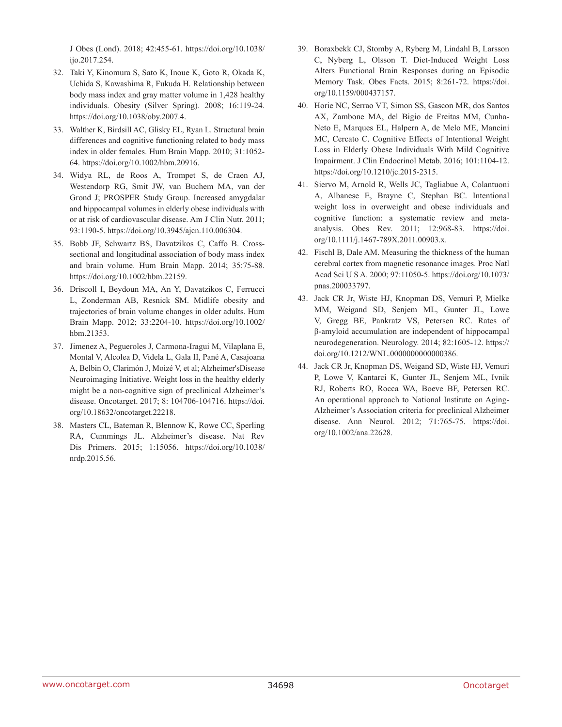J Obes (Lond). 2018; 42:455-61. https://doi.org/10.1038/ijo.2017.254.

32. Taki Y, Kinomura S, Sato K, Inoue K, Goto R, Okada K, Uchida S, Kawashima R, Fukuda H. Relationship between body mass index and gray matter volume in 1,428 healthy individuals. Obesity (Silver Spring). 2008; 16:119-24. https://doi.org/10.1038/oby.2007.4.

33. Walther K, Birdsill AC, Glisky EL, Ryan L. Structural brain differences and cognitive functioning related to body mass index in older females. Hum Brain Mapp. 2010; 31:1052-64. https://doi.org/10.1002/hbm.20916.

34. Widya RL, de Roos A, Trompet S, de Craen AJ, Westendorp RG, Smit JW, van Buchem MA, van der Grond J; PROSPER Study Group. Increased amygdalar and hippocampal volumes in elderly obese individuals with or at risk of cardiovascular disease. Am J Clin Nutr. 2011; 93:1190-5. https://doi.org/10.3945/ajcn.110.006304.

35. Bobb JF, Schwartz BS, Davatzikos C, Caffo B. Cross-sectional and longitudinal association of body mass index and brain volume. Hum Brain Mapp. 2014; 35:75-88. https://doi.org/10.1002/hbm.22159.

36. Driscoll I, Beydoun MA, An Y, Davatzikos C, Ferrucci L, Zonderman AB, Resnick SM. Midlife obesity and trajectories of brain volume changes in older adults. Hum Brain Mapp. 2012; 33:2204-10. https://doi.org/10.1002/hbm.21353.

37. Jimenez A, Pegueroles J, Carmona-Iragui M, Vilaplana E, Montal V, Alcolea D, Videla L, Gala II, Pané A, Casajoana A, Belbin O, Clarimón J, Moizé V, et al; Alzheimer'sDisease Neuroimaging Initiative. Weight loss in the healthy elderly might be a non-cognitive sign of preclinical Alzheimer's disease. Oncotarget. 2017; 8: 104706-104716. https://doi.org/10.18632/oncotarget.22218.

38. Masters CL, Bateman R, Blennow K, Rowe CC, Sperling RA, Cummings JL. Alzheimer's disease. Nat Rev Dis Primers. 2015; 1:15056. https://doi.org/10.1038/nrdp.2015.56.

39. Boraxbekk CJ, Stomby A, Ryberg M, Lindahl B, Larsson C, Nyberg L, Olsson T. Diet-Induced Weight Loss Alters Functional Brain Responses during an Episodic Memory Task. Obes Facts. 2015; 8:261-72. https://doi.org/10.1159/000437157.

40. Horie NC, Serrao VT, Simon SS, Gascon MR, dos Santos AX, Zambone MA, del Bigio de Freitas MM, Cunha-Neto E, Marques EL, Halpern A, de Melo ME, Mancini MC, Cercato C. Cognitive Effects of Intentional Weight Loss in Elderly Obese Individuals With Mild Cognitive Impairment. J Clin Endocrinol Metab. 2016; 101:1104-12. https://doi.org/10.1210/jc.2015-2315.

41. Siervo M, Arnold R, Wells JC, Tagliabue A, Colantuoni A, Albanese E, Brayne C, Stephan BC. Intentional weight loss in overweight and obese individuals and cognitive function: a systematic review and meta-analysis. Obes Rev. 2011; 12:968-83. https://doi.org/10.1111/j.1467-789X.2011.00903.x.

42. Fischl B, Dale AM. Measuring the thickness of the human cerebral cortex from magnetic resonance images. Proc Natl Acad Sci U S A. 2000; 97:11050-5. https://doi.org/10.1073/pnas.200033797.

43. Jack CR Jr, Wiste HJ, Knopman DS, Vemuri P, Mielke MM, Weigand SD, Senjem ML, Gunter JL, Lowe V, Gregg BE, Pankratz VS, Petersen RC. Rates of β-amyloid accumulation are independent of hippocampal neurodegeneration. Neurology. 2014; 82:1605-12. https://doi.org/10.1212/WNL.0000000000000386.

44. Jack CR Jr, Knopman DS, Weigand SD, Wiste HJ, Vemuri P, Lowe V, Kantarci K, Gunter JL, Senjem ML, Ivnik RJ, Roberts RO, Rocca WA, Boeve BF, Petersen RC. An operational approach to National Institute on Aging-Alzheimer's Association criteria for preclinical Alzheimer disease. Ann Neurol. 2012; 71:765-75. https://doi.org/10.1002/ana.22628.